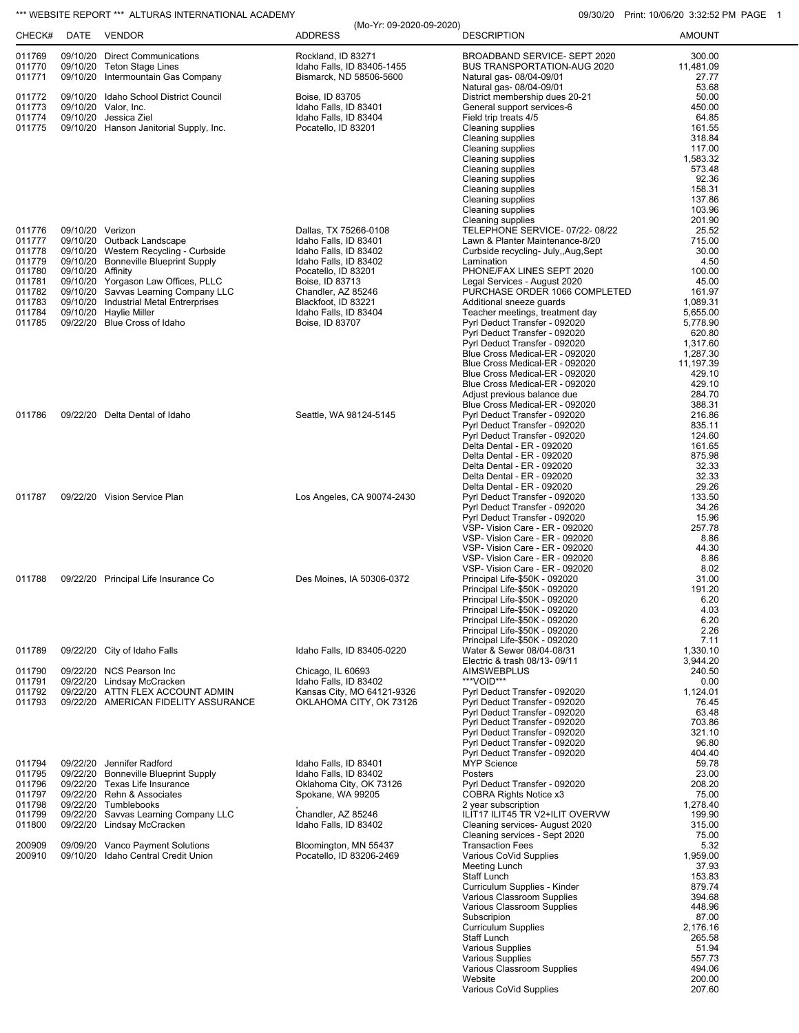*** WEBSITE REPORT *** ALTURAS INTERNATIONAL ACADEMY

09/30/20 Print: 10/06/20 3:32:52 PM

(Mo-Yr: 09-2020-09-2020)

| CHECK# | DATE | VENDOR | ADDRESS | DESCRIPTION | AMOUNT |
|---|---|---|---|---|---|
| 011769 | 09/10/20 | Direct Communications | Rockland, ID 83271 | BROADBAND SERVICE- SEPT 2020 | 300.00 |
| 011770 | 09/10/20 | Teton Stage Lines | Idaho Falls, ID 83405-1455 | BUS TRANSPORTATION-AUG 2020 | 11,481.09 |
| 011771 | 09/10/20 | Intermountain Gas Company | Bismarck, ND 58506-5600 | Natural gas- 08/04-09/01 | 27.77 |
| | | | | Natural gas- 08/04-09/01 | 53.68 |
| 011772 | 09/10/20 | Idaho School District Council | Boise, ID 83705 | District membership dues 20-21 | 50.00 |
| 011773 | 09/10/20 | Valor, Inc. | Idaho Falls, ID 83401 | General support services-6 | 450.00 |
| 011774 | 09/10/20 | Jessica Ziel | Idaho Falls, ID 83404 | Field trip treats 4/5 | 64.85 |
| 011775 | 09/10/20 | Hanson Janitorial Supply, Inc. | Pocatello, ID 83201 | Cleaning supplies | 161.55 |
| | | | | Cleaning supplies | 318.84 |
| | | | | Cleaning supplies | 117.00 |
| | | | | Cleaning supplies | 1,583.32 |
| | | | | Cleaning supplies | 573.48 |
| | | | | Cleaning supplies | 92.36 |
| | | | | Cleaning supplies | 158.31 |
| | | | | Cleaning supplies | 137.86 |
| | | | | Cleaning supplies | 103.96 |
| | | | | Cleaning supplies | 201.90 |
| 011776 | 09/10/20 | Verizon | Dallas, TX 75266-0108 | TELEPHONE SERVICE- 07/22- 08/22 | 25.52 |
| 011777 | 09/10/20 | Outback Landscape | Idaho Falls, ID 83401 | Lawn & Planter Maintenance-8/20 | 715.00 |
| 011778 | 09/10/20 | Western Recycling - Curbside | Idaho Falls, ID 83402 | Curbside recycling- July,,Aug,Sept | 30.00 |
| 011779 | 09/10/20 | Bonneville Blueprint Supply | Idaho Falls, ID 83402 | Lamination | 4.50 |
| 011780 | 09/10/20 | Affinity | Pocatello, ID 83201 | PHONE/FAX LINES SEPT 2020 | 100.00 |
| 011781 | 09/10/20 | Yorgason Law Offices, PLLC | Boise, ID 83713 | Legal Services - August 2020 | 45.00 |
| 011782 | 09/10/20 | Savvas Learning Company LLC | Chandler, AZ 85246 | PURCHASE ORDER 1066 COMPLETED | 161.97 |
| 011783 | 09/10/20 | Industrial Metal Entrerprises | Blackfoot, ID 83221 | Additional sneeze guards | 1,089.31 |
| 011784 | 09/10/20 | Haylie Miller | Idaho Falls, ID 83404 | Teacher meetings, treatment day | 5,655.00 |
| 011785 | 09/22/20 | Blue Cross of Idaho | Boise, ID 83707 | Pyrl Deduct Transfer - 092020 | 5,778.90 |
| | | | | Pyrl Deduct Transfer - 092020 | 620.80 |
| | | | | Pyrl Deduct Transfer - 092020 | 1,317.60 |
| | | | | Blue Cross Medical-ER - 092020 | 1,287.30 |
| | | | | Blue Cross Medical-ER - 092020 | 11,197.39 |
| | | | | Blue Cross Medical-ER - 092020 | 429.10 |
| | | | | Blue Cross Medical-ER - 092020 | 429.10 |
| | | | | Adjust previous balance due | 284.70 |
| | | | | Blue Cross Medical-ER - 092020 | 388.31 |
| 011786 | 09/22/20 | Delta Dental of Idaho | Seattle, WA 98124-5145 | Pyrl Deduct Transfer - 092020 | 216.86 |
| | | | | Pyrl Deduct Transfer - 092020 | 835.11 |
| | | | | Pyrl Deduct Transfer - 092020 | 124.60 |
| | | | | Delta Dental - ER - 092020 | 161.65 |
| | | | | Delta Dental - ER - 092020 | 875.98 |
| | | | | Delta Dental - ER - 092020 | 32.33 |
| | | | | Delta Dental - ER - 092020 | 32.33 |
| | | | | Delta Dental - ER - 092020 | 29.26 |
| 011787 | 09/22/20 | Vision Service Plan | Los Angeles, CA 90074-2430 | Pyrl Deduct Transfer - 092020 | 133.50 |
| | | | | Pyrl Deduct Transfer - 092020 | 34.26 |
| | | | | Pyrl Deduct Transfer - 092020 | 15.96 |
| | | | | VSP- Vision Care - ER - 092020 | 257.78 |
| | | | | VSP- Vision Care - ER - 092020 | 8.86 |
| | | | | VSP- Vision Care - ER - 092020 | 44.30 |
| | | | | VSP- Vision Care - ER - 092020 | 8.86 |
| | | | | VSP- Vision Care - ER - 092020 | 8.02 |
| 011788 | 09/22/20 | Principal Life Insurance Co | Des Moines, IA 50306-0372 | Principal Life-$50K - 092020 | 31.00 |
| | | | | Principal Life-$50K - 092020 | 191.20 |
| | | | | Principal Life-$50K - 092020 | 6.20 |
| | | | | Principal Life-$50K - 092020 | 4.03 |
| | | | | Principal Life-$50K - 092020 | 6.20 |
| | | | | Principal Life-$50K - 092020 | 2.26 |
| | | | | Principal Life-$50K - 092020 | 7.11 |
| 011789 | 09/22/20 | City of Idaho Falls | Idaho Falls, ID 83405-0220 | Water & Sewer 08/04-08/31 | 1,330.10 |
| | | | | Electric & trash 08/13- 09/11 | 3,944.20 |
| 011790 | 09/22/20 | NCS Pearson Inc | Chicago, IL 60693 | AIMSWEBPLUS | 240.50 |
| 011791 | 09/22/20 | Lindsay McCracken | Idaho Falls, ID 83402 | ***VOID*** | 0.00 |
| 011792 | 09/22/20 | ATTN FLEX ACCOUNT ADMIN | Kansas City, MO 64121-9326 | Pyrl Deduct Transfer - 092020 | 1,124.01 |
| 011793 | 09/22/20 | AMERICAN FIDELITY ASSURANCE | OKLAHOMA CITY, OK 73126 | Pyrl Deduct Transfer - 092020 | 76.45 |
| | | | | Pyrl Deduct Transfer - 092020 | 63.48 |
| | | | | Pyrl Deduct Transfer - 092020 | 703.86 |
| | | | | Pyrl Deduct Transfer - 092020 | 321.10 |
| | | | | Pyrl Deduct Transfer - 092020 | 96.80 |
| | | | | Pyrl Deduct Transfer - 092020 | 404.40 |
| 011794 | 09/22/20 | Jennifer Radford | Idaho Falls, ID 83401 | MYP Science | 59.78 |
| 011795 | 09/22/20 | Bonneville Blueprint Supply | Idaho Falls, ID 83402 | Posters | 23.00 |
| 011796 | 09/22/20 | Texas Life Insurance | Oklahoma City, OK 73126 | Pyrl Deduct Transfer - 092020 | 208.20 |
| 011797 | 09/22/20 | Rehn & Associates | Spokane, WA 99205 | COBRA Rights Notice x3 | 75.00 |
| 011798 | 09/22/20 | Tumblebooks | , | 2 year subscription | 1,278.40 |
| 011799 | 09/22/20 | Savvas Learning Company LLC | Chandler, AZ 85246 | ILIT17 ILIT45 TR V2+ILIT OVERVW | 199.90 |
| 011800 | 09/22/20 | Lindsay McCracken | Idaho Falls, ID 83402 | Cleaning services- August 2020 | 315.00 |
| | | | | Cleaning services - Sept 2020 | 75.00 |
| 200909 | 09/09/20 | Vanco Payment Solutions | Bloomington, MN 55437 | Transaction Fees | 5.32 |
| 200910 | 09/10/20 | Idaho Central Credit Union | Pocatello, ID 83206-2469 | Various CoVid Supplies | 1,959.00 |
| | | | | Meeting Lunch | 37.93 |
| | | | | Staff Lunch | 153.83 |
| | | | | Curriculum Supplies - Kinder | 879.74 |
| | | | | Various Classroom Supplies | 394.68 |
| | | | | Various Classroom Supplies | 448.96 |
| | | | | Subscripion | 87.00 |
| | | | | Curriculum Supplies | 2,176.16 |
| | | | | Staff Lunch | 265.58 |
| | | | | Various Supplies | 51.94 |
| | | | | Various Supplies | 557.73 |
| | | | | Various Classroom Supplies | 494.06 |
| | | | | Website | 200.00 |
| | | | | Various CoVid Supplies | 207.60 |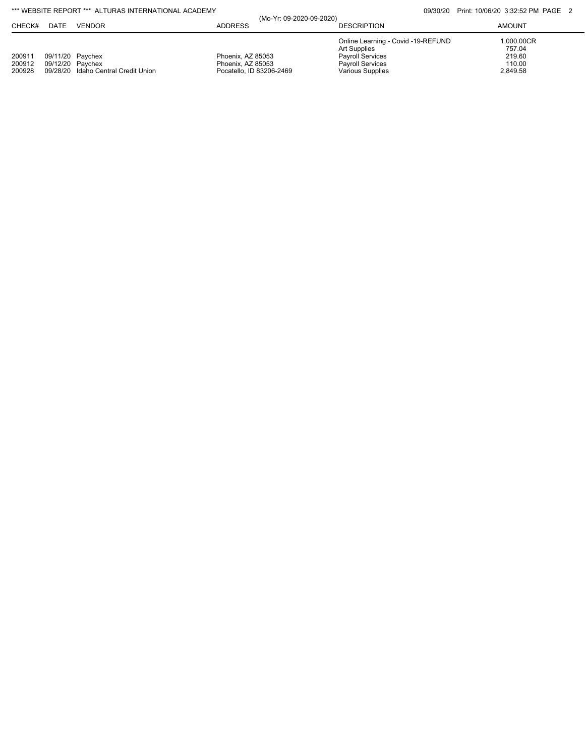| CHECK# | DATE | VENDOR | ADDRESS | DESCRIPTION | AMOUNT |
|---|---|---|---|---|---|
| | | | | Online Learning - Covid -19-REFUND | 1,000.00CR |
| | | | | Art Supplies | 757.04 |
| 200911 | 09/11/20 | Paychex | Phoenix, AZ 85053 | Payroll Services | 219.60 |
| 200912 | 09/12/20 | Paychex | Phoenix, AZ 85053 | Payroll Services | 110.00 |
| 200928 | 09/28/20 | Idaho Central Credit Union | Pocatello, ID 83206-2469 | Various Supplies | 2,849.58 |